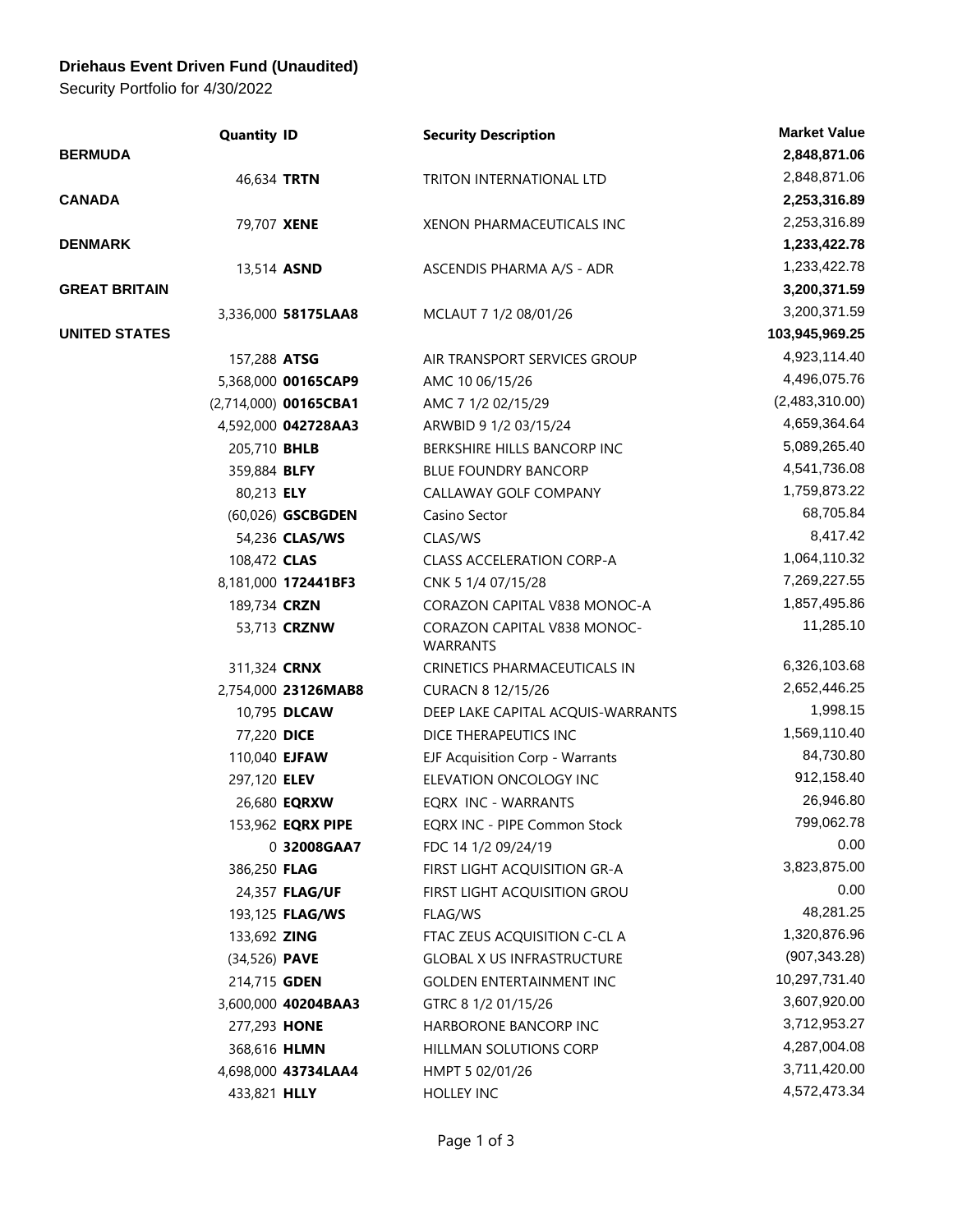**Driehaus Event Driven Fund (Unaudited)**

Security Portfolio for 4/30/2022

| | Quantity | ID | Security Description | Market Value |
|---|---|---|---|---|
| **BERMUDA** | | | | **2,848,871.06** |
| | 46,634 | **TRTN** | TRITON INTERNATIONAL LTD | 2,848,871.06 |
| **CANADA** | | | | **2,253,316.89** |
| | 79,707 | **XENE** | XENON PHARMACEUTICALS INC | 2,253,316.89 |
| **DENMARK** | | | | **1,233,422.78** |
| | 13,514 | **ASND** | ASCENDIS PHARMA A/S - ADR | 1,233,422.78 |
| **GREAT BRITAIN** | | | | **3,200,371.59** |
| | 3,336,000 | **58175LAA8** | MCLAUT 7 1/2 08/01/26 | 3,200,371.59 |
| **UNITED STATES** | | | | **103,945,969.25** |
| | 157,288 | **ATSG** | AIR TRANSPORT SERVICES GROUP | 4,923,114.40 |
| | 5,368,000 | **00165CAP9** | AMC 10 06/15/26 | 4,496,075.76 |
| | (2,714,000) | **00165CBA1** | AMC 7 1/2 02/15/29 | (2,483,310.00) |
| | 4,592,000 | **042728AA3** | ARWBID 9 1/2 03/15/24 | 4,659,364.64 |
| | 205,710 | **BHLB** | BERKSHIRE HILLS BANCORP INC | 5,089,265.40 |
| | 359,884 | **BLFY** | BLUE FOUNDRY BANCORP | 4,541,736.08 |
| | 80,213 | **ELY** | CALLAWAY GOLF COMPANY | 1,759,873.22 |
| | (60,026) | **GSCBGDEN** | Casino Sector | 68,705.84 |
| | 54,236 | **CLAS/WS** | CLAS/WS | 8,417.42 |
| | 108,472 | **CLAS** | CLASS ACCELERATION CORP-A | 1,064,110.32 |
| | 8,181,000 | **172441BF3** | CNK 5 1/4 07/15/28 | 7,269,227.55 |
| | 189,734 | **CRZN** | CORAZON CAPITAL V838 MONOC-A | 1,857,495.86 |
| | 53,713 | **CRZNW** | CORAZON CAPITAL V838 MONOC-WARRANTS | 11,285.10 |
| | 311,324 | **CRNX** | CRINETICS PHARMACEUTICALS IN | 6,326,103.68 |
| | 2,754,000 | **23126MAB8** | CURACN 8 12/15/26 | 2,652,446.25 |
| | 10,795 | **DLCAW** | DEEP LAKE CAPITAL ACQUIS-WARRANTS | 1,998.15 |
| | 77,220 | **DICE** | DICE THERAPEUTICS INC | 1,569,110.40 |
| | 110,040 | **EJFAW** | EJF Acquisition Corp - Warrants | 84,730.80 |
| | 297,120 | **ELEV** | ELEVATION ONCOLOGY INC | 912,158.40 |
| | 26,680 | **EQRXW** | EQRX INC - WARRANTS | 26,946.80 |
| | 153,962 | **EQRX PIPE** | EQRX INC - PIPE Common Stock | 799,062.78 |
| | 0 | **32008GAA7** | FDC 14 1/2 09/24/19 | 0.00 |
| | 386,250 | **FLAG** | FIRST LIGHT ACQUISITION GR-A | 3,823,875.00 |
| | 24,357 | **FLAG/UF** | FIRST LIGHT ACQUISITION GROU | 0.00 |
| | 193,125 | **FLAG/WS** | FLAG/WS | 48,281.25 |
| | 133,692 | **ZING** | FTAC ZEUS ACQUISITION C-CL A | 1,320,876.96 |
| | (34,526) | **PAVE** | GLOBAL X US INFRASTRUCTURE | (907,343.28) |
| | 214,715 | **GDEN** | GOLDEN ENTERTAINMENT INC | 10,297,731.40 |
| | 3,600,000 | **40204BAA3** | GTRC 8 1/2 01/15/26 | 3,607,920.00 |
| | 277,293 | **HONE** | HARBORONE BANCORP INC | 3,712,953.27 |
| | 368,616 | **HLMN** | HILLMAN SOLUTIONS CORP | 4,287,004.08 |
| | 4,698,000 | **43734LAA4** | HMPT 5 02/01/26 | 3,711,420.00 |
| | 433,821 | **HLLY** | HOLLEY INC | 4,572,473.34 |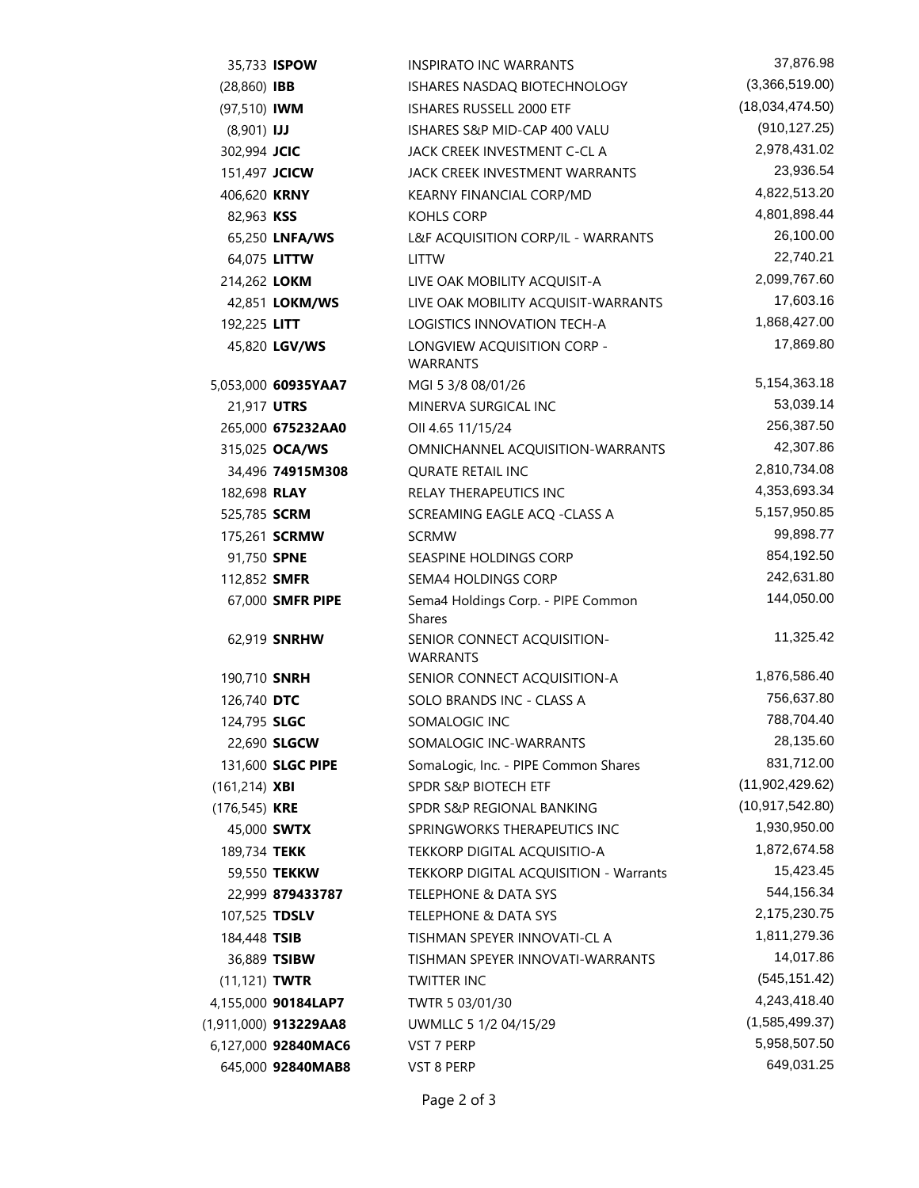| | | | |
|---|---|---|---|
| 35,733 | **ISPOW** | INSPIRATO INC WARRANTS | 37,876.98 |
| (28,860) | **IBB** | ISHARES NASDAQ BIOTECHNOLOGY | (3,366,519.00) |
| (97,510) | **IWM** | ISHARES RUSSELL 2000 ETF | (18,034,474.50) |
| (8,901) | **IJJ** | ISHARES S&P MID-CAP 400 VALU | (910,127.25) |
| 302,994 | **JCIC** | JACK CREEK INVESTMENT C-CL A | 2,978,431.02 |
| 151,497 | **JCICW** | JACK CREEK INVESTMENT WARRANTS | 23,936.54 |
| 406,620 | **KRNY** | KEARNY FINANCIAL CORP/MD | 4,822,513.20 |
| 82,963 | **KSS** | KOHLS CORP | 4,801,898.44 |
| 65,250 | **LNFA/WS** | L&F ACQUISITION CORP/IL - WARRANTS | 26,100.00 |
| 64,075 | **LITTW** | LITTW | 22,740.21 |
| 214,262 | **LOKM** | LIVE OAK MOBILITY ACQUISIT-A | 2,099,767.60 |
| 42,851 | **LOKM/WS** | LIVE OAK MOBILITY ACQUISIT-WARRANTS | 17,603.16 |
| 192,225 | **LITT** | LOGISTICS INNOVATION TECH-A | 1,868,427.00 |
| 45,820 | **LGV/WS** | LONGVIEW ACQUISITION CORP - WARRANTS | 17,869.80 |
| 5,053,000 | **60935YAA7** | MGI 5 3/8 08/01/26 | 5,154,363.18 |
| 21,917 | **UTRS** | MINERVA SURGICAL INC | 53,039.14 |
| 265,000 | **675232AA0** | OII 4.65 11/15/24 | 256,387.50 |
| 315,025 | **OCA/WS** | OMNICHANNEL ACQUISITION-WARRANTS | 42,307.86 |
| 34,496 | **74915M308** | QURATE RETAIL INC | 2,810,734.08 |
| 182,698 | **RLAY** | RELAY THERAPEUTICS INC | 4,353,693.34 |
| 525,785 | **SCRM** | SCREAMING EAGLE ACQ -CLASS A | 5,157,950.85 |
| 175,261 | **SCRMW** | SCRMW | 99,898.77 |
| 91,750 | **SPNE** | SEASPINE HOLDINGS CORP | 854,192.50 |
| 112,852 | **SMFR** | SEMA4 HOLDINGS CORP | 242,631.80 |
| 67,000 | **SMFR PIPE** | Sema4 Holdings Corp. - PIPE Common Shares | 144,050.00 |
| 62,919 | **SNRHW** | SENIOR CONNECT ACQUISITION-WARRANTS | 11,325.42 |
| 190,710 | **SNRH** | SENIOR CONNECT ACQUISITION-A | 1,876,586.40 |
| 126,740 | **DTC** | SOLO BRANDS INC - CLASS A | 756,637.80 |
| 124,795 | **SLGC** | SOMALOGIC INC | 788,704.40 |
| 22,690 | **SLGCW** | SOMALOGIC INC-WARRANTS | 28,135.60 |
| 131,600 | **SLGC PIPE** | SomaLogic, Inc. - PIPE Common Shares | 831,712.00 |
| (161,214) | **XBI** | SPDR S&P BIOTECH ETF | (11,902,429.62) |
| (176,545) | **KRE** | SPDR S&P REGIONAL BANKING | (10,917,542.80) |
| 45,000 | **SWTX** | SPRINGWORKS THERAPEUTICS INC | 1,930,950.00 |
| 189,734 | **TEKK** | TEKKORP DIGITAL ACQUISITIO-A | 1,872,674.58 |
| 59,550 | **TEKKW** | TEKKORP DIGITAL ACQUISITION - Warrants | 15,423.45 |
| 22,999 | **879433787** | TELEPHONE & DATA SYS | 544,156.34 |
| 107,525 | **TDSLV** | TELEPHONE & DATA SYS | 2,175,230.75 |
| 184,448 | **TSIB** | TISHMAN SPEYER INNOVATI-CL A | 1,811,279.36 |
| 36,889 | **TSIBW** | TISHMAN SPEYER INNOVATI-WARRANTS | 14,017.86 |
| (11,121) | **TWTR** | TWITTER INC | (545,151.42) |
| 4,155,000 | **90184LAP7** | TWTR 5 03/01/30 | 4,243,418.40 |
| (1,911,000) | **913229AA8** | UWMLLC 5 1/2 04/15/29 | (1,585,499.37) |
| 6,127,000 | **92840MAC6** | VST 7 PERP | 5,958,507.50 |
| 645,000 | **92840MAB8** | VST 8 PERP | 649,031.25 |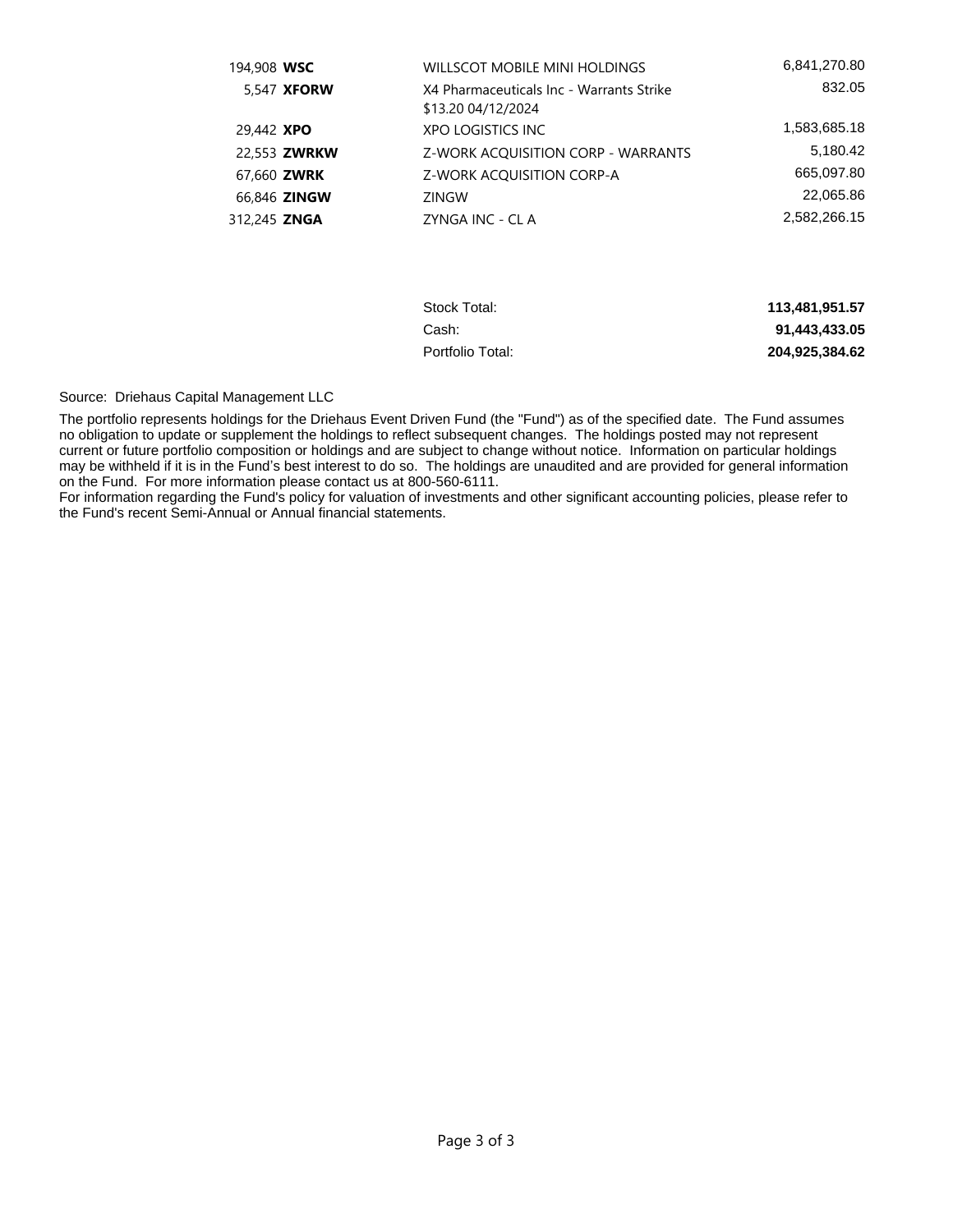| | | | |
|---|---|---|---|
| 194,908 | **WSC** | WILLSCOT MOBILE MINI HOLDINGS | 6,841,270.80 |
| 5,547 | **XFORW** | X4 Pharmaceuticals Inc - Warrants Strike $13.20 04/12/2024 | 832.05 |
| 29,442 | **XPO** | XPO LOGISTICS INC | 1,583,685.18 |
| 22,553 | **ZWRKW** | Z-WORK ACQUISITION CORP - WARRANTS | 5,180.42 |
| 67,660 | **ZWRK** | Z-WORK ACQUISITION CORP-A | 665,097.80 |
| 66,846 | **ZINGW** | ZINGW | 22,065.86 |
| 312,245 | **ZNGA** | ZYNGA INC - CL A | 2,582,266.15 |

| | |
|---|---|
| Stock Total: | **113,481,951.57** |
| Cash: | **91,443,433.05** |
| Portfolio Total: | **204,925,384.62** |

Source: Driehaus Capital Management LLC

The portfolio represents holdings for the Driehaus Event Driven Fund (the "Fund") as of the specified date. The Fund assumes no obligation to update or supplement the holdings to reflect subsequent changes. The holdings posted may not represent current or future portfolio composition or holdings and are subject to change without notice. Information on particular holdings may be withheld if it is in the Fund's best interest to do so. The holdings are unaudited and are provided for general information on the Fund. For more information please contact us at 800-560-6111.

For information regarding the Fund's policy for valuation of investments and other significant accounting policies, please refer to the Fund's recent Semi-Annual or Annual financial statements.